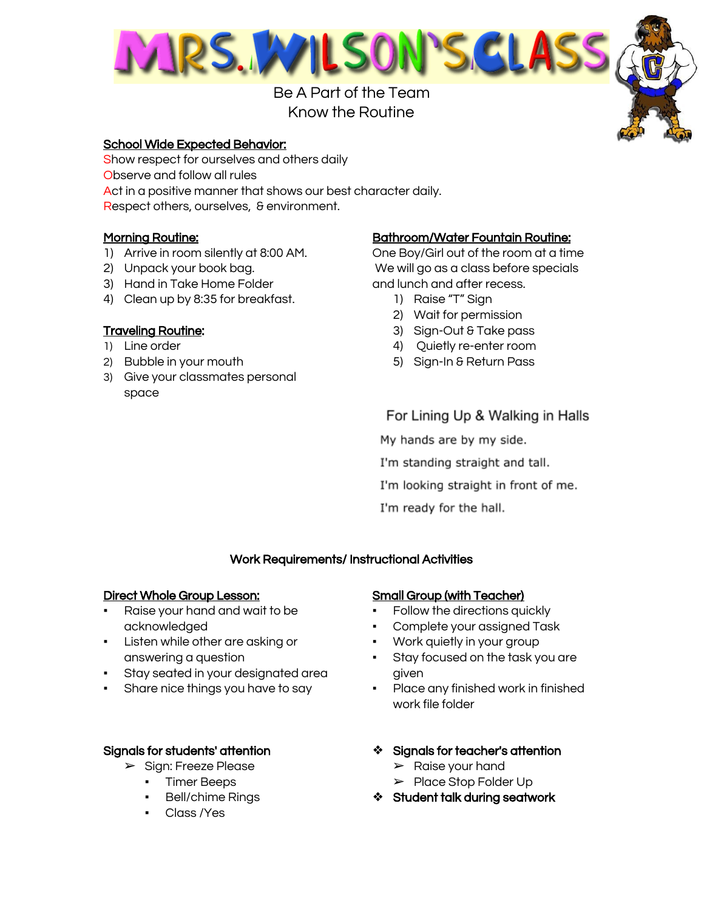# MRS. WILSON'S CLASS

Be A Part of the Team
Know the Routine

**School Wide Expected Behavior:**

Show respect for ourselves and others daily
Observe and follow all rules
Act in a positive manner that shows our best character daily.
Respect others, ourselves, & environment.

**Morning Routine:**

1) Arrive in room silently at 8:00 AM.
2) Unpack your book bag.
3) Hand in Take Home Folder
4) Clean up by 8:35 for breakfast.

**Traveling Routine:**

1) Line order
2) Bubble in your mouth
3) Give your classmates personal space

**Bathroom/Water Fountain Routine:**

One Boy/Girl out of the room at a time
We will go as a class before specials and lunch and after recess.

1) Raise "T" Sign
2) Wait for permission
3) Sign-Out & Take pass
4) Quietly re-enter room
5) Sign-In & Return Pass

For Lining Up & Walking in Halls

My hands are by my side.
I'm standing straight and tall.
I'm looking straight in front of me.
I'm ready for the hall.

## Work Requirements/ Instructional Activities

**Direct Whole Group Lesson:**

- Raise your hand and wait to be acknowledged
- Listen while other are asking or answering a question
- Stay seated in your designated area
- Share nice things you have to say

**Small Group (with Teacher)**

- Follow the directions quickly
- Complete your assigned Task
- Work quietly in your group
- Stay focused on the task you are given
- Place any finished work in finished work file folder

**Signals for students' attention**

- Sign: Freeze Please
  - Timer Beeps
  - Bell/chime Rings
  - Class /Yes

- **Signals for teacher's attention**
  - Raise your hand
  - Place Stop Folder Up
- **Student talk during seatwork**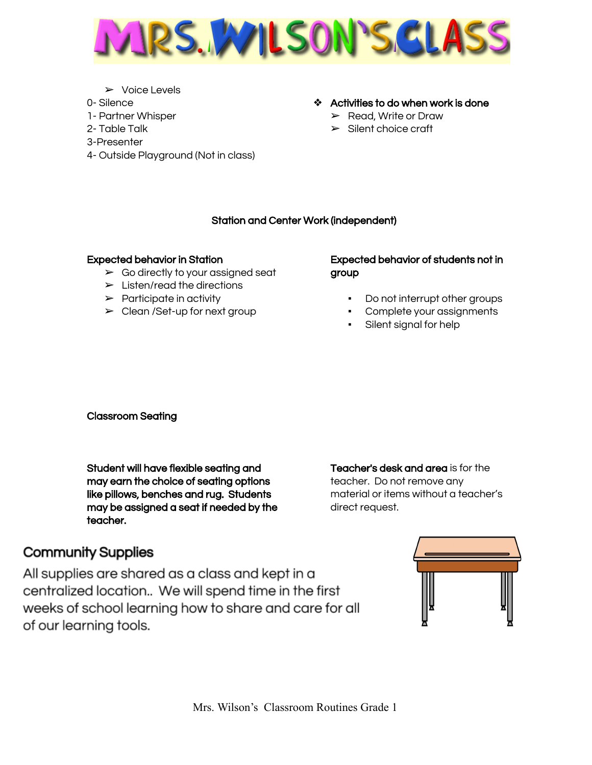# MRS. WILSON'S CLASS

- Voice Levels

0- Silence
1- Partner Whisper
2- Table Talk
3-Presenter
4- Outside Playground (Not in class)

- **Activities to do when work is done**
  - Read, Write or Draw
  - Silent choice craft

## Station and Center Work (independent)

**Expected behavior in Station**

- Go directly to your assigned seat
- Listen/read the directions
- Participate in activity
- Clean /Set-up for next group

**Expected behavior of students not in group**

- Do not interrupt other groups
- Complete your assignments
- Silent signal for help

## Classroom Seating

**Student will have flexible seating and may earn the choice of seating options like pillows, benches and rug. Students may be assigned a seat if needed by the teacher.**

**Teacher's desk and area** is for the teacher. Do not remove any material or items without a teacher's direct request.

## Community Supplies

All supplies are shared as a class and kept in a centralized location.. We will spend time in the first weeks of school learning how to share and care for all of our learning tools.

Mrs. Wilson's Classroom Routines Grade 1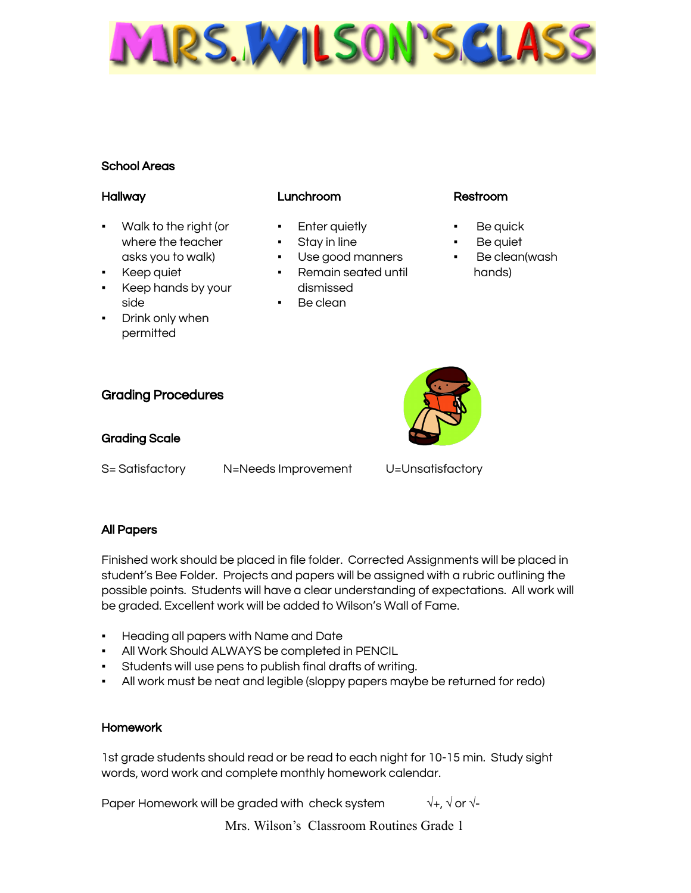# MRS. WILSON'S CLASS

## School Areas

### Hallway

- Walk to the right (or where the teacher asks you to walk)
- Keep quiet
- Keep hands by your side
- Drink only when permitted

### Lunchroom

- Enter quietly
- Stay in line
- Use good manners
- Remain seated until dismissed
- Be clean

### Restroom

- Be quick
- Be quiet
- Be clean(wash hands)

## Grading Procedures

### Grading Scale

S= Satisfactory N=Needs Improvement U=Unsatisfactory

### All Papers

Finished work should be placed in file folder. Corrected Assignments will be placed in student's Bee Folder. Projects and papers will be assigned with a rubric outlining the possible points. Students will have a clear understanding of expectations. All work will be graded. Excellent work will be added to Wilson's Wall of Fame.

- Heading all papers with Name and Date
- All Work Should ALWAYS be completed in PENCIL
- Students will use pens to publish final drafts of writing.
- All work must be neat and legible (sloppy papers maybe be returned for redo)

### Homework

1st grade students should read or be read to each night for 10-15 min. Study sight words, word work and complete monthly homework calendar.

Paper Homework will be graded with check system √+, √ or √-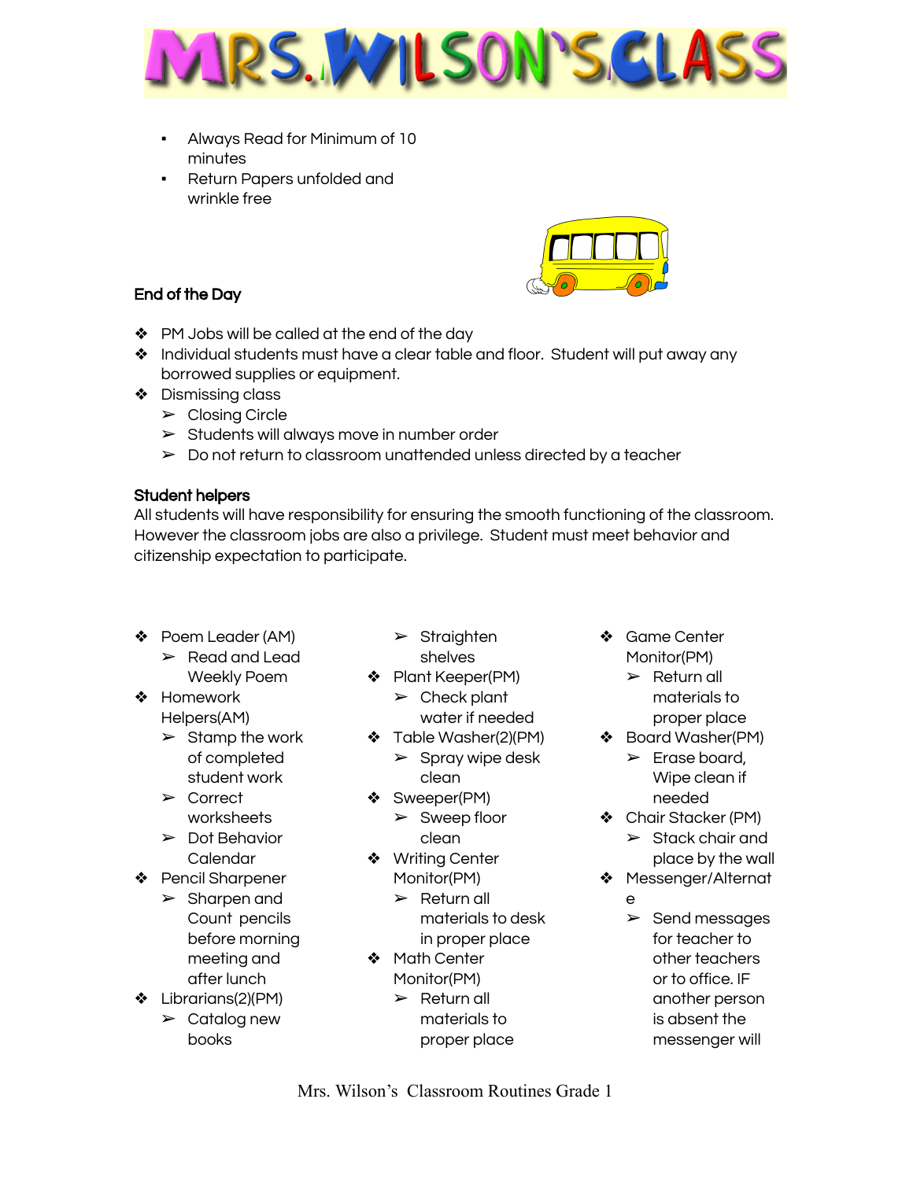- Always Read for Minimum of 10 minutes
- Return Papers unfolded and wrinkle free

**End of the Day**

- PM Jobs will be called at the end of the day
- Individual students must have a clear table and floor. Student will put away any borrowed supplies or equipment.
- Dismissing class
  - Closing Circle
  - Students will always move in number order
  - Do not return to classroom unattended unless directed by a teacher

**Student helpers**

All students will have responsibility for ensuring the smooth functioning of the classroom. However the classroom jobs are also a privilege. Student must meet behavior and citizenship expectation to participate.

- Poem Leader (AM)
  - Read and Lead Weekly Poem
- Homework Helpers(AM)
  - Stamp the work of completed student work
  - Correct worksheets
  - Dot Behavior Calendar
- Pencil Sharpener
  - Sharpen and Count pencils before morning meeting and after lunch
- Librarians(2)(PM)
  - Catalog new books
  - Straighten shelves
- Plant Keeper(PM)
  - Check plant water if needed
- Table Washer(2)(PM)
  - Spray wipe desk clean
- Sweeper(PM)
  - Sweep floor clean
- Writing Center Monitor(PM)
  - Return all materials to desk in proper place
- Math Center Monitor(PM)
  - Return all materials to proper place
- Game Center Monitor(PM)
  - Return all materials to proper place
- Board Washer(PM)
  - Erase board, Wipe clean if needed
- Chair Stacker (PM)
  - Stack chair and place by the wall
- Messenger/Alternate
  - Send messages for teacher to other teachers or to office. IF another person is absent the messenger will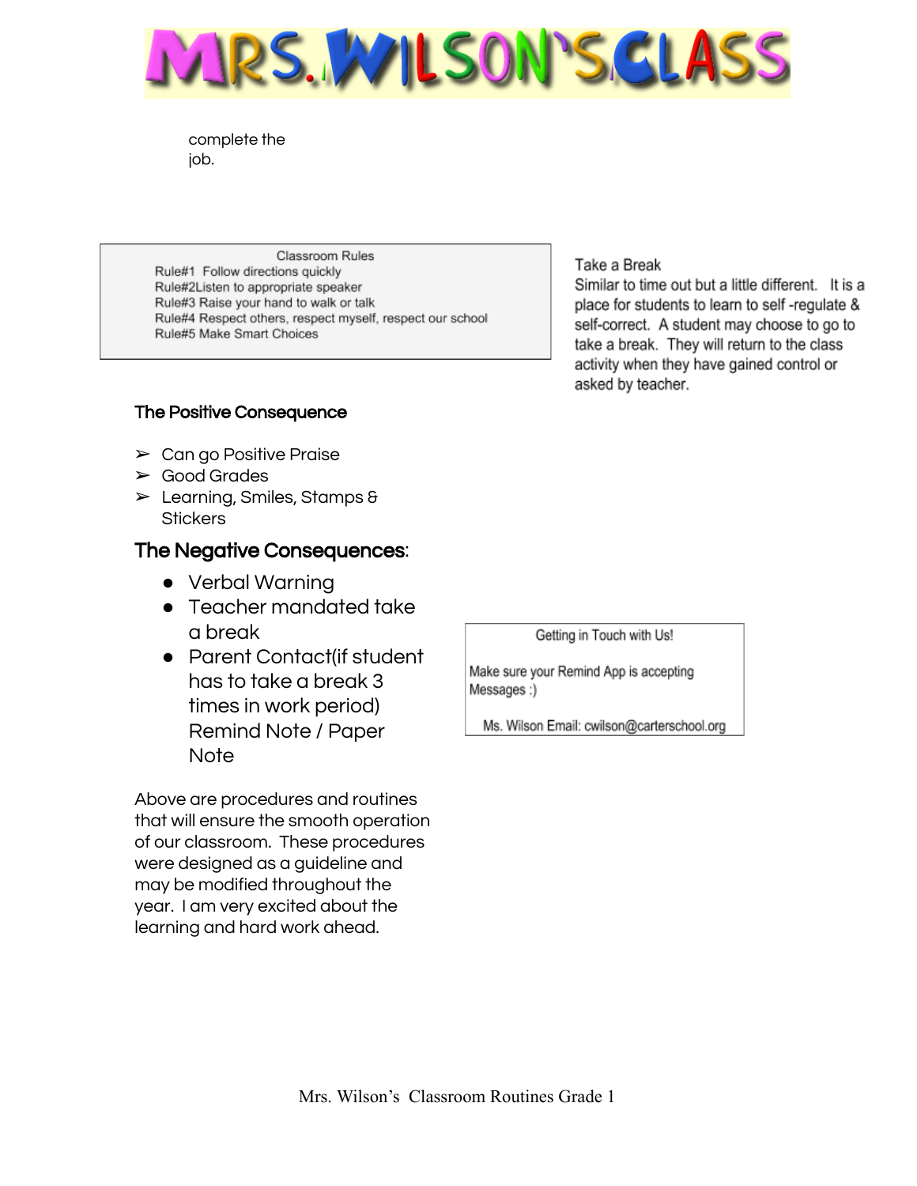# MRS. WILSON'S CLASS

complete the job.

Classroom Rules

Rule#1 Follow directions quickly
Rule#2Listen to appropriate speaker
Rule#3 Raise your hand to walk or talk
Rule#4 Respect others, respect myself, respect our school
Rule#5 Make Smart Choices

Take a Break
Similar to time out but a little different. It is a place for students to learn to self -regulate & self-correct. A student may choose to go to take a break. They will return to the class activity when they have gained control or asked by teacher.

**The Positive Consequence**

- Can go Positive Praise
- Good Grades
- Learning, Smiles, Stamps & Stickers

## The Negative Consequences:

- Verbal Warning
- Teacher mandated take a break
- Parent Contact(if student has to take a break 3 times in work period) Remind Note / Paper Note

Getting in Touch with Us!

Make sure your Remind App is accepting Messages :)

Ms. Wilson Email: cwilson@carterschool.org

Above are procedures and routines that will ensure the smooth operation of our classroom. These procedures were designed as a guideline and may be modified throughout the year. I am very excited about the learning and hard work ahead.